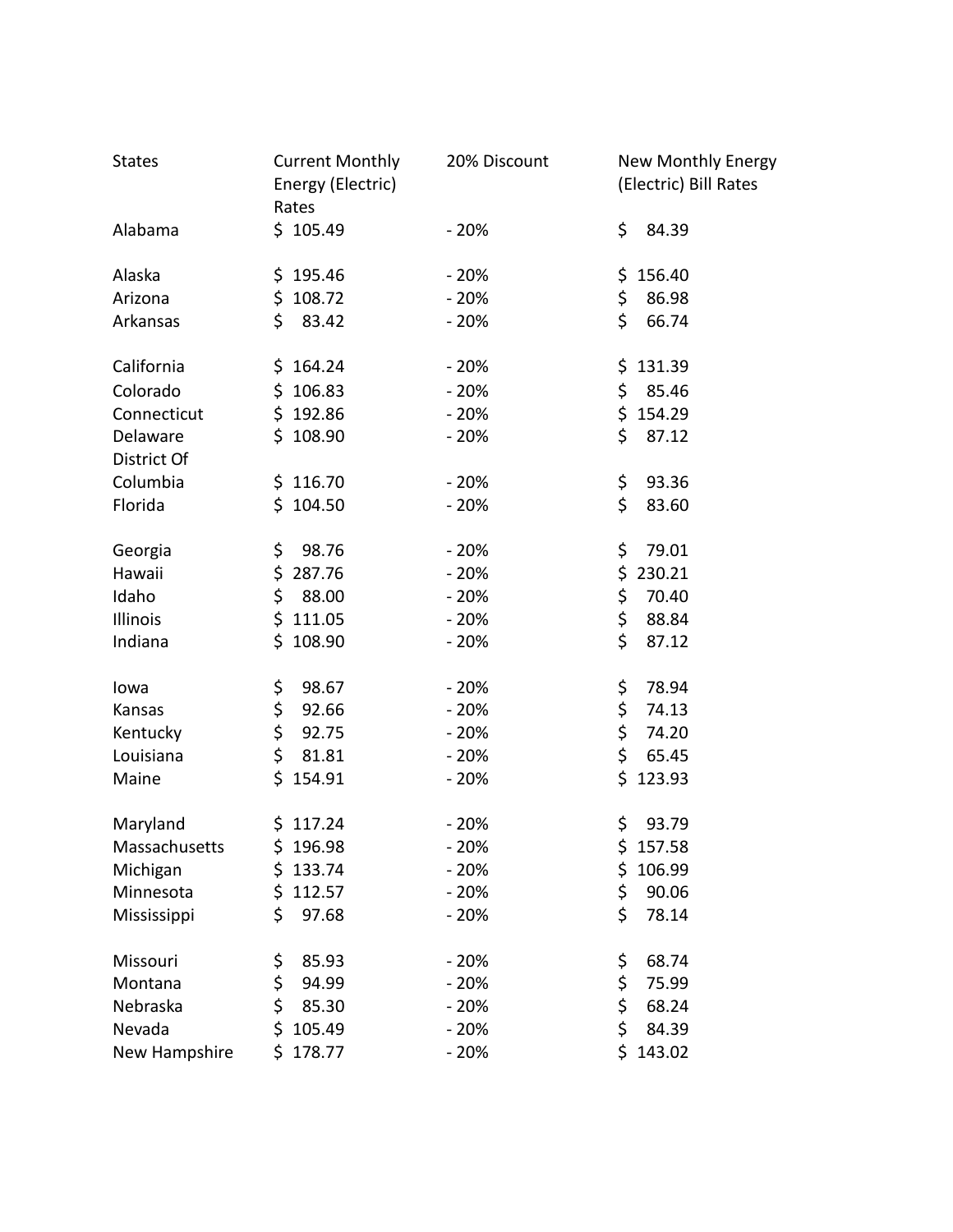| States | Current Monthly Energy (Electric) Rates | 20% Discount | New Monthly Energy (Electric) Bill Rates |
|---|---|---|---|
| Alabama | $ 105.49 | - 20% | $ 84.39 |
| Alaska | $ 195.46 | - 20% | $ 156.40 |
| Arizona | $ 108.72 | - 20% | $ 86.98 |
| Arkansas | $ 83.42 | - 20% | $ 66.74 |
| California | $ 164.24 | - 20% | $ 131.39 |
| Colorado | $ 106.83 | - 20% | $ 85.46 |
| Connecticut | $ 192.86 | - 20% | $ 154.29 |
| Delaware | $ 108.90 | - 20% | $ 87.12 |
| District Of Columbia | $ 116.70 | - 20% | $ 93.36 |
| Florida | $ 104.50 | - 20% | $ 83.60 |
| Georgia | $ 98.76 | - 20% | $ 79.01 |
| Hawaii | $ 287.76 | - 20% | $ 230.21 |
| Idaho | $ 88.00 | - 20% | $ 70.40 |
| Illinois | $ 111.05 | - 20% | $ 88.84 |
| Indiana | $ 108.90 | - 20% | $ 87.12 |
| Iowa | $ 98.67 | - 20% | $ 78.94 |
| Kansas | $ 92.66 | - 20% | $ 74.13 |
| Kentucky | $ 92.75 | - 20% | $ 74.20 |
| Louisiana | $ 81.81 | - 20% | $ 65.45 |
| Maine | $ 154.91 | - 20% | $ 123.93 |
| Maryland | $ 117.24 | - 20% | $ 93.79 |
| Massachusetts | $ 196.98 | - 20% | $ 157.58 |
| Michigan | $ 133.74 | - 20% | $ 106.99 |
| Minnesota | $ 112.57 | - 20% | $ 90.06 |
| Mississippi | $ 97.68 | - 20% | $ 78.14 |
| Missouri | $ 85.93 | - 20% | $ 68.74 |
| Montana | $ 94.99 | - 20% | $ 75.99 |
| Nebraska | $ 85.30 | - 20% | $ 68.24 |
| Nevada | $ 105.49 | - 20% | $ 84.39 |
| New Hampshire | $ 178.77 | - 20% | $ 143.02 |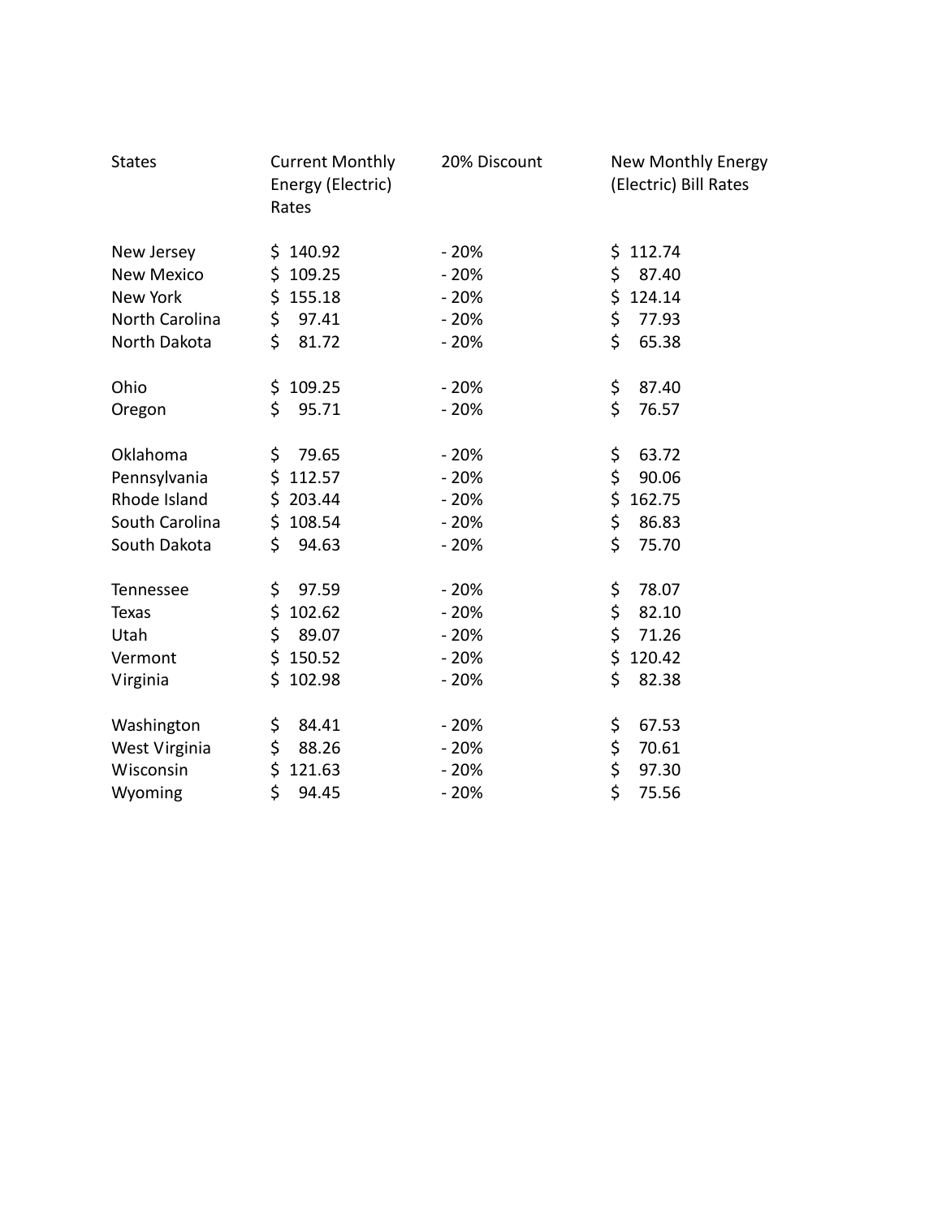| States | Current Monthly Energy (Electric) Rates | 20% Discount | New Monthly Energy (Electric) Bill Rates |
|---|---|---|---|
| New Jersey | $ 140.92 | - 20% | $ 112.74 |
| New Mexico | $ 109.25 | - 20% | $ 87.40 |
| New York | $ 155.18 | - 20% | $ 124.14 |
| North Carolina | $ 97.41 | - 20% | $ 77.93 |
| North Dakota | $ 81.72 | - 20% | $ 65.38 |
| Ohio | $ 109.25 | - 20% | $ 87.40 |
| Oregon | $ 95.71 | - 20% | $ 76.57 |
| Oklahoma | $ 79.65 | - 20% | $ 63.72 |
| Pennsylvania | $ 112.57 | - 20% | $ 90.06 |
| Rhode Island | $ 203.44 | - 20% | $ 162.75 |
| South Carolina | $ 108.54 | - 20% | $ 86.83 |
| South Dakota | $ 94.63 | - 20% | $ 75.70 |
| Tennessee | $ 97.59 | - 20% | $ 78.07 |
| Texas | $ 102.62 | - 20% | $ 82.10 |
| Utah | $ 89.07 | - 20% | $ 71.26 |
| Vermont | $ 150.52 | - 20% | $ 120.42 |
| Virginia | $ 102.98 | - 20% | $ 82.38 |
| Washington | $ 84.41 | - 20% | $ 67.53 |
| West Virginia | $ 88.26 | - 20% | $ 70.61 |
| Wisconsin | $ 121.63 | - 20% | $ 97.30 |
| Wyoming | $ 94.45 | - 20% | $ 75.56 |